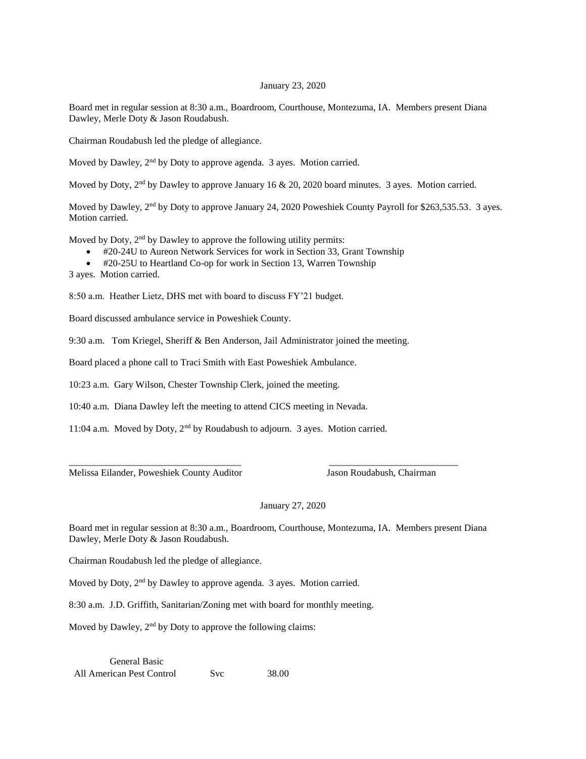January 23, 2020

Board met in regular session at 8:30 a.m., Boardroom, Courthouse, Montezuma, IA. Members present Diana Dawley, Merle Doty & Jason Roudabush.

Chairman Roudabush led the pledge of allegiance.

Moved by Dawley, 2nd by Doty to approve agenda. 3 ayes. Motion carried.

Moved by Doty, 2nd by Dawley to approve January 16 & 20, 2020 board minutes. 3 ayes. Motion carried.

Moved by Dawley, 2nd by Doty to approve January 24, 2020 Poweshiek County Payroll for $263,535.53. 3 ayes. Motion carried.

Moved by Doty, 2nd by Dawley to approve the following utility permits:

- #20-24U to Aureon Network Services for work in Section 33, Grant Township
- #20-25U to Heartland Co-op for work in Section 13, Warren Township

3 ayes. Motion carried.

8:50 a.m. Heather Lietz, DHS met with board to discuss FY'21 budget.

Board discussed ambulance service in Poweshiek County.

9:30 a.m. Tom Kriegel, Sheriff & Ben Anderson, Jail Administrator joined the meeting.

Board placed a phone call to Traci Smith with East Poweshiek Ambulance.

10:23 a.m. Gary Wilson, Chester Township Clerk, joined the meeting.

10:40 a.m. Diana Dawley left the meeting to attend CICS meeting in Nevada.

11:04 a.m. Moved by Doty, 2nd by Roudabush to adjourn. 3 ayes. Motion carried.

\_\_\_\_\_\_\_\_\_\_\_\_\_\_\_\_\_\_\_\_\_\_\_\_\_\_\_\_\_\_\_\_\_\_\_\_ \_\_\_\_\_\_\_\_\_\_\_\_\_\_\_\_\_\_\_\_\_\_\_\_\_\_\_\_

Melissa Eilander, Poweshiek County Auditor Jason Roudabush, Chairman

January 27, 2020

Board met in regular session at 8:30 a.m., Boardroom, Courthouse, Montezuma, IA. Members present Diana Dawley, Merle Doty & Jason Roudabush.

Chairman Roudabush led the pledge of allegiance.

Moved by Doty, 2nd by Dawley to approve agenda. 3 ayes. Motion carried.

8:30 a.m. J.D. Griffith, Sanitarian/Zoning met with board for monthly meeting.

Moved by Dawley, 2nd by Doty to approve the following claims:

| General Basic | | |
|---|---|---|
| All American Pest Control | Svc | 38.00 |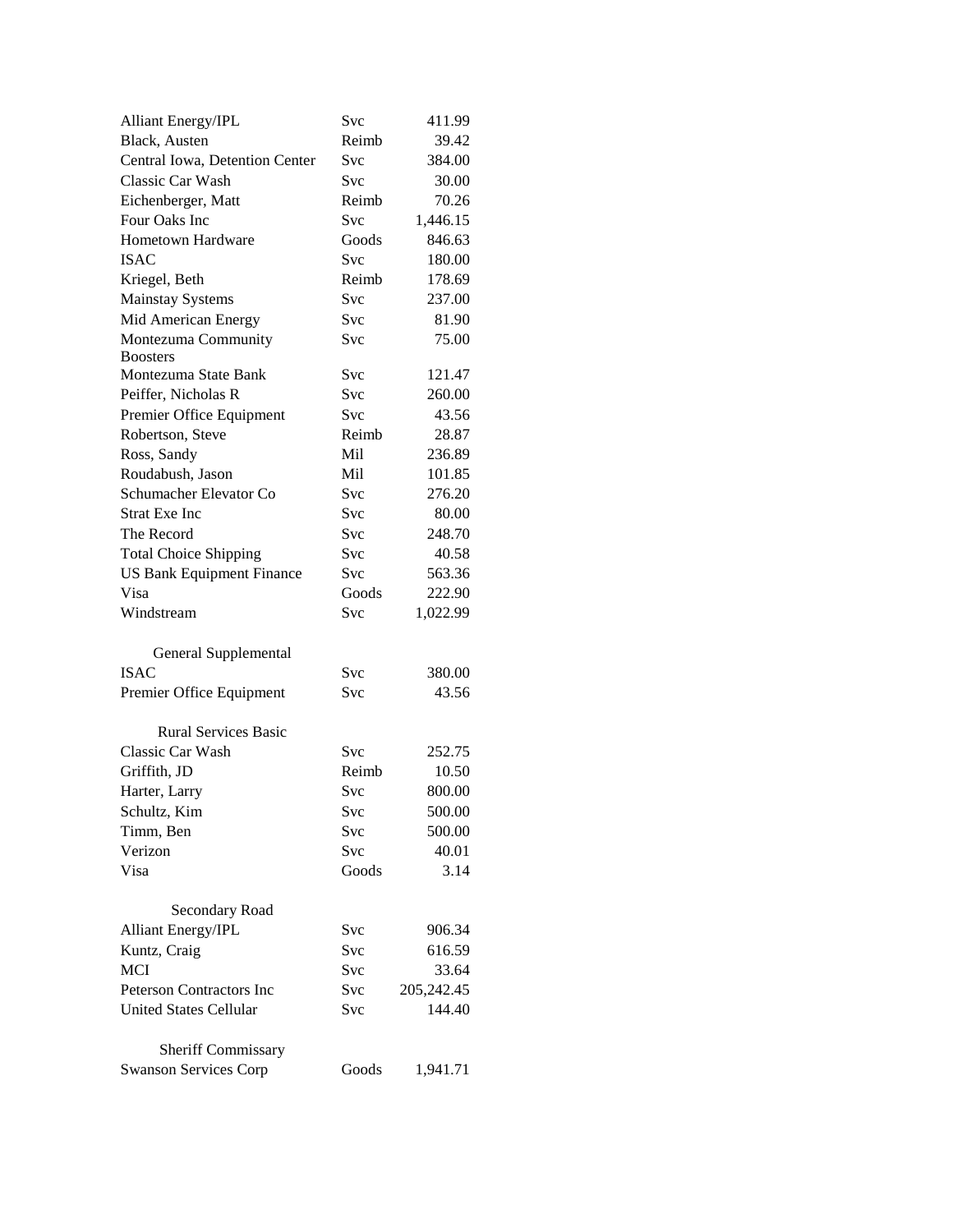| | | |
|---|---|---|
| Alliant Energy/IPL | Svc | 411.99 |
| Black, Austen | Reimb | 39.42 |
| Central Iowa, Detention Center | Svc | 384.00 |
| Classic Car Wash | Svc | 30.00 |
| Eichenberger, Matt | Reimb | 70.26 |
| Four Oaks Inc | Svc | 1,446.15 |
| Hometown Hardware | Goods | 846.63 |
| ISAC | Svc | 180.00 |
| Kriegel, Beth | Reimb | 178.69 |
| Mainstay Systems | Svc | 237.00 |
| Mid American Energy | Svc | 81.90 |
| Montezuma Community Boosters | Svc | 75.00 |
| Montezuma State Bank | Svc | 121.47 |
| Peiffer, Nicholas R | Svc | 260.00 |
| Premier Office Equipment | Svc | 43.56 |
| Robertson, Steve | Reimb | 28.87 |
| Ross, Sandy | Mil | 236.89 |
| Roudabush, Jason | Mil | 101.85 |
| Schumacher Elevator Co | Svc | 276.20 |
| Strat Exe Inc | Svc | 80.00 |
| The Record | Svc | 248.70 |
| Total Choice Shipping | Svc | 40.58 |
| US Bank Equipment Finance | Svc | 563.36 |
| Visa | Goods | 222.90 |
| Windstream | Svc | 1,022.99 |
| | | |
| **General Supplemental** | | |
| ISAC | Svc | 380.00 |
| Premier Office Equipment | Svc | 43.56 |
| | | |
| **Rural Services Basic** | | |
| Classic Car Wash | Svc | 252.75 |
| Griffith, JD | Reimb | 10.50 |
| Harter, Larry | Svc | 800.00 |
| Schultz, Kim | Svc | 500.00 |
| Timm, Ben | Svc | 500.00 |
| Verizon | Svc | 40.01 |
| Visa | Goods | 3.14 |
| | | |
| **Secondary Road** | | |
| Alliant Energy/IPL | Svc | 906.34 |
| Kuntz, Craig | Svc | 616.59 |
| MCI | Svc | 33.64 |
| Peterson Contractors Inc | Svc | 205,242.45 |
| United States Cellular | Svc | 144.40 |
| | | |
| **Sheriff Commissary** | | |
| Swanson Services Corp | Goods | 1,941.71 |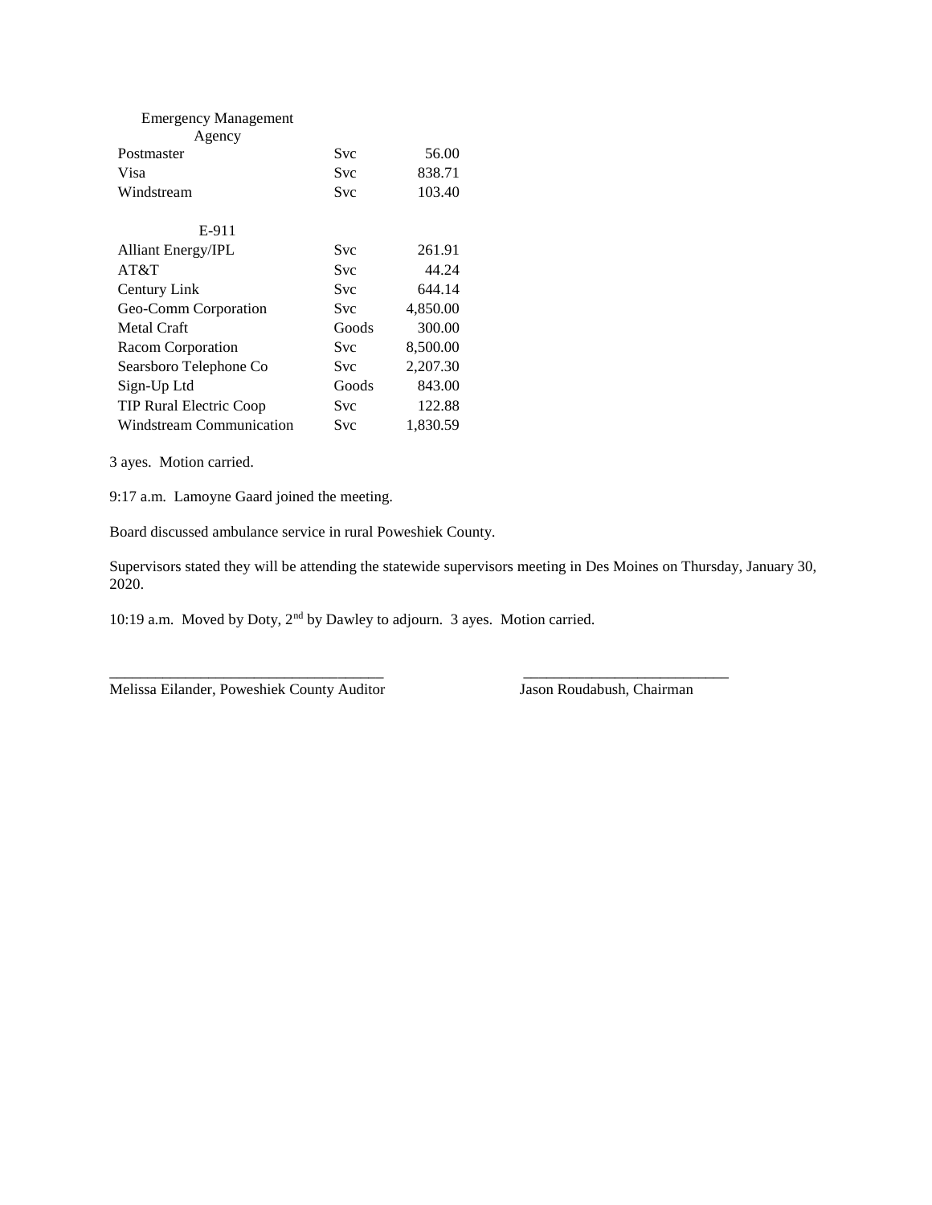| | | |
|---|---|---|
| Emergency Management Agency | | |
| Postmaster | Svc | 56.00 |
| Visa | Svc | 838.71 |
| Windstream | Svc | 103.40 |
| | | |
| E-911 | | |
| Alliant Energy/IPL | Svc | 261.91 |
| AT&T | Svc | 44.24 |
| Century Link | Svc | 644.14 |
| Geo-Comm Corporation | Svc | 4,850.00 |
| Metal Craft | Goods | 300.00 |
| Racom Corporation | Svc | 8,500.00 |
| Searsboro Telephone Co | Svc | 2,207.30 |
| Sign-Up Ltd | Goods | 843.00 |
| TIP Rural Electric Coop | Svc | 122.88 |
| Windstream Communication | Svc | 1,830.59 |

3 ayes. Motion carried.

9:17 a.m. Lamoyne Gaard joined the meeting.

Board discussed ambulance service in rural Poweshiek County.

Supervisors stated they will be attending the statewide supervisors meeting in Des Moines on Thursday, January 30, 2020.

10:19 a.m. Moved by Doty, 2nd by Dawley to adjourn. 3 ayes. Motion carried.

\_\_\_\_\_\_\_\_\_\_\_\_\_\_\_\_\_\_\_\_\_\_\_\_\_\_\_\_\_\_\_\_\_\_\_\_
Melissa Eilander, Poweshiek County Auditor

\_\_\_\_\_\_\_\_\_\_\_\_\_\_\_\_\_\_\_\_\_\_\_\_\_\_\_\_
Jason Roudabush, Chairman